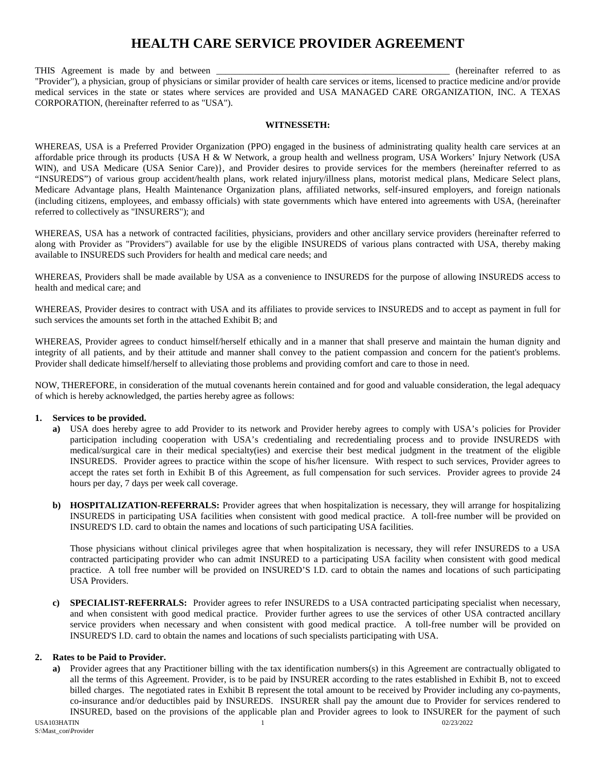# HEALTH CARE SERVICE PROVIDER AGREEMENT

THIS Agreement is made by and between ____________________________________________________ (hereinafter referred to as "Provider"), a physician, group of physicians or similar provider of health care services or items, licensed to practice medicine and/or provide medical services in the state or states where services are provided and USA MANAGED CARE ORGANIZATION, INC. A TEXAS CORPORATION, (hereinafter referred to as "USA").

**WITNESSETH:**

WHEREAS, USA is a Preferred Provider Organization (PPO) engaged in the business of administrating quality health care services at an affordable price through its products {USA H & W Network, a group health and wellness program, USA Workers' Injury Network (USA WIN), and USA Medicare (USA Senior Care)}, and Provider desires to provide services for the members (hereinafter referred to as "INSUREDS") of various group accident/health plans, work related injury/illness plans, motorist medical plans, Medicare Select plans, Medicare Advantage plans, Health Maintenance Organization plans, affiliated networks, self-insured employers, and foreign nationals (including citizens, employees, and embassy officials) with state governments which have entered into agreements with USA, (hereinafter referred to collectively as "INSURERS"); and

WHEREAS, USA has a network of contracted facilities, physicians, providers and other ancillary service providers (hereinafter referred to along with Provider as "Providers") available for use by the eligible INSUREDS of various plans contracted with USA, thereby making available to INSUREDS such Providers for health and medical care needs; and

WHEREAS, Providers shall be made available by USA as a convenience to INSUREDS for the purpose of allowing INSUREDS access to health and medical care; and

WHEREAS, Provider desires to contract with USA and its affiliates to provide services to INSUREDS and to accept as payment in full for such services the amounts set forth in the attached Exhibit B; and

WHEREAS, Provider agrees to conduct himself/herself ethically and in a manner that shall preserve and maintain the human dignity and integrity of all patients, and by their attitude and manner shall convey to the patient compassion and concern for the patient's problems. Provider shall dedicate himself/herself to alleviating those problems and providing comfort and care to those in need.

NOW, THEREFORE, in consideration of the mutual covenants herein contained and for good and valuable consideration, the legal adequacy of which is hereby acknowledged, the parties hereby agree as follows:

**1. Services to be provided.**

**a)** USA does hereby agree to add Provider to its network and Provider hereby agrees to comply with USA's policies for Provider participation including cooperation with USA's credentialing and recredentialing process and to provide INSUREDS with medical/surgical care in their medical specialty(ies) and exercise their best medical judgment in the treatment of the eligible INSUREDS. Provider agrees to practice within the scope of his/her licensure. With respect to such services, Provider agrees to accept the rates set forth in Exhibit B of this Agreement, as full compensation for such services. Provider agrees to provide 24 hours per day, 7 days per week call coverage.

**b) HOSPITALIZATION-REFERRALS:** Provider agrees that when hospitalization is necessary, they will arrange for hospitalizing INSUREDS in participating USA facilities when consistent with good medical practice. A toll-free number will be provided on INSURED'S I.D. card to obtain the names and locations of such participating USA facilities.

Those physicians without clinical privileges agree that when hospitalization is necessary, they will refer INSUREDS to a USA contracted participating provider who can admit INSURED to a participating USA facility when consistent with good medical practice. A toll free number will be provided on INSURED'S I.D. card to obtain the names and locations of such participating USA Providers.

**c) SPECIALIST-REFERRALS:** Provider agrees to refer INSUREDS to a USA contracted participating specialist when necessary, and when consistent with good medical practice. Provider further agrees to use the services of other USA contracted ancillary service providers when necessary and when consistent with good medical practice. A toll-free number will be provided on INSURED'S I.D. card to obtain the names and locations of such specialists participating with USA.

**2. Rates to be Paid to Provider.**

**a)** Provider agrees that any Practitioner billing with the tax identification numbers(s) in this Agreement are contractually obligated to all the terms of this Agreement. Provider, is to be paid by INSURER according to the rates established in Exhibit B, not to exceed billed charges. The negotiated rates in Exhibit B represent the total amount to be received by Provider including any co-payments, co-insurance and/or deductibles paid by INSUREDS. INSURER shall pay the amount due to Provider for services rendered to INSURED, based on the provisions of the applicable plan and Provider agrees to look to INSURER for the payment of such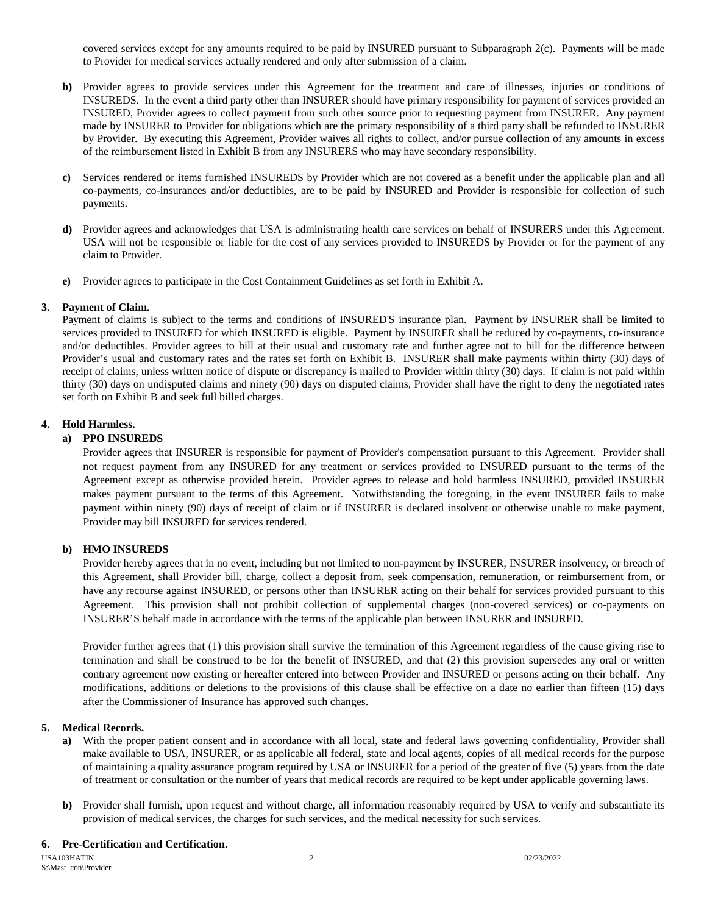covered services except for any amounts required to be paid by INSURED pursuant to Subparagraph 2(c). Payments will be made to Provider for medical services actually rendered and only after submission of a claim.

**b)** Provider agrees to provide services under this Agreement for the treatment and care of illnesses, injuries or conditions of INSUREDS. In the event a third party other than INSURER should have primary responsibility for payment of services provided an INSURED, Provider agrees to collect payment from such other source prior to requesting payment from INSURER. Any payment made by INSURER to Provider for obligations which are the primary responsibility of a third party shall be refunded to INSURER by Provider. By executing this Agreement, Provider waives all rights to collect, and/or pursue collection of any amounts in excess of the reimbursement listed in Exhibit B from any INSURERS who may have secondary responsibility.

**c)** Services rendered or items furnished INSUREDS by Provider which are not covered as a benefit under the applicable plan and all co-payments, co-insurances and/or deductibles, are to be paid by INSURED and Provider is responsible for collection of such payments.

**d)** Provider agrees and acknowledges that USA is administrating health care services on behalf of INSURERS under this Agreement. USA will not be responsible or liable for the cost of any services provided to INSUREDS by Provider or for the payment of any claim to Provider.

**e)** Provider agrees to participate in the Cost Containment Guidelines as set forth in Exhibit A.

**3. Payment of Claim.**

Payment of claims is subject to the terms and conditions of INSURED'S insurance plan. Payment by INSURER shall be limited to services provided to INSURED for which INSURED is eligible. Payment by INSURER shall be reduced by co-payments, co-insurance and/or deductibles. Provider agrees to bill at their usual and customary rate and further agree not to bill for the difference between Provider's usual and customary rates and the rates set forth on Exhibit B. INSURER shall make payments within thirty (30) days of receipt of claims, unless written notice of dispute or discrepancy is mailed to Provider within thirty (30) days. If claim is not paid within thirty (30) days on undisputed claims and ninety (90) days on disputed claims, Provider shall have the right to deny the negotiated rates set forth on Exhibit B and seek full billed charges.

**4. Hold Harmless.**

**a) PPO INSUREDS**

Provider agrees that INSURER is responsible for payment of Provider's compensation pursuant to this Agreement. Provider shall not request payment from any INSURED for any treatment or services provided to INSURED pursuant to the terms of the Agreement except as otherwise provided herein. Provider agrees to release and hold harmless INSURED, provided INSURER makes payment pursuant to the terms of this Agreement. Notwithstanding the foregoing, in the event INSURER fails to make payment within ninety (90) days of receipt of claim or if INSURER is declared insolvent or otherwise unable to make payment, Provider may bill INSURED for services rendered.

**b) HMO INSUREDS**

Provider hereby agrees that in no event, including but not limited to non-payment by INSURER, INSURER insolvency, or breach of this Agreement, shall Provider bill, charge, collect a deposit from, seek compensation, remuneration, or reimbursement from, or have any recourse against INSURED, or persons other than INSURER acting on their behalf for services provided pursuant to this Agreement. This provision shall not prohibit collection of supplemental charges (non-covered services) or co-payments on INSURER'S behalf made in accordance with the terms of the applicable plan between INSURER and INSURED.

Provider further agrees that (1) this provision shall survive the termination of this Agreement regardless of the cause giving rise to termination and shall be construed to be for the benefit of INSURED, and that (2) this provision supersedes any oral or written contrary agreement now existing or hereafter entered into between Provider and INSURED or persons acting on their behalf. Any modifications, additions or deletions to the provisions of this clause shall be effective on a date no earlier than fifteen (15) days after the Commissioner of Insurance has approved such changes.

**5. Medical Records.**

**a)** With the proper patient consent and in accordance with all local, state and federal laws governing confidentiality, Provider shall make available to USA, INSURER, or as applicable all federal, state and local agents, copies of all medical records for the purpose of maintaining a quality assurance program required by USA or INSURER for a period of the greater of five (5) years from the date of treatment or consultation or the number of years that medical records are required to be kept under applicable governing laws.

**b)** Provider shall furnish, upon request and without charge, all information reasonably required by USA to verify and substantiate its provision of medical services, the charges for such services, and the medical necessity for such services.

**6. Pre-Certification and Certification.**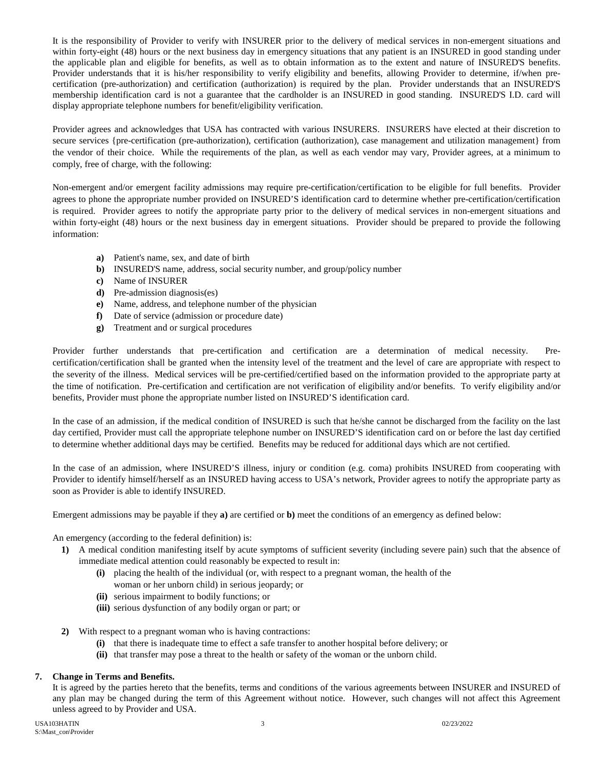It is the responsibility of Provider to verify with INSURER prior to the delivery of medical services in non-emergent situations and within forty-eight (48) hours or the next business day in emergency situations that any patient is an INSURED in good standing under the applicable plan and eligible for benefits, as well as to obtain information as to the extent and nature of INSURED'S benefits. Provider understands that it is his/her responsibility to verify eligibility and benefits, allowing Provider to determine, if/when pre-certification (pre-authorization) and certification (authorization) is required by the plan. Provider understands that an INSURED'S membership identification card is not a guarantee that the cardholder is an INSURED in good standing. INSURED'S I.D. card will display appropriate telephone numbers for benefit/eligibility verification.

Provider agrees and acknowledges that USA has contracted with various INSURERS. INSURERS have elected at their discretion to secure services {pre-certification (pre-authorization), certification (authorization), case management and utilization management} from the vendor of their choice. While the requirements of the plan, as well as each vendor may vary, Provider agrees, at a minimum to comply, free of charge, with the following:

Non-emergent and/or emergent facility admissions may require pre-certification/certification to be eligible for full benefits. Provider agrees to phone the appropriate number provided on INSURED'S identification card to determine whether pre-certification/certification is required. Provider agrees to notify the appropriate party prior to the delivery of medical services in non-emergent situations and within forty-eight (48) hours or the next business day in emergent situations. Provider should be prepared to provide the following information:

- **a)** Patient's name, sex, and date of birth
- **b)** INSURED'S name, address, social security number, and group/policy number
- **c)** Name of INSURER
- **d)** Pre-admission diagnosis(es)
- **e)** Name, address, and telephone number of the physician
- **f)** Date of service (admission or procedure date)
- **g)** Treatment and or surgical procedures

Provider further understands that pre-certification and certification are a determination of medical necessity. Pre-certification/certification shall be granted when the intensity level of the treatment and the level of care are appropriate with respect to the severity of the illness. Medical services will be pre-certified/certified based on the information provided to the appropriate party at the time of notification. Pre-certification and certification are not verification of eligibility and/or benefits. To verify eligibility and/or benefits, Provider must phone the appropriate number listed on INSURED'S identification card.

In the case of an admission, if the medical condition of INSURED is such that he/she cannot be discharged from the facility on the last day certified, Provider must call the appropriate telephone number on INSURED'S identification card on or before the last day certified to determine whether additional days may be certified. Benefits may be reduced for additional days which are not certified.

In the case of an admission, where INSURED'S illness, injury or condition (e.g. coma) prohibits INSURED from cooperating with Provider to identify himself/herself as an INSURED having access to USA's network, Provider agrees to notify the appropriate party as soon as Provider is able to identify INSURED.

Emergent admissions may be payable if they **a)** are certified or **b)** meet the conditions of an emergency as defined below:

An emergency (according to the federal definition) is:

- **1)** A medical condition manifesting itself by acute symptoms of sufficient severity (including severe pain) such that the absence of immediate medical attention could reasonably be expected to result in:
  - **(i)** placing the health of the individual (or, with respect to a pregnant woman, the health of the woman or her unborn child) in serious jeopardy; or
  - **(ii)** serious impairment to bodily functions; or
  - **(iii)** serious dysfunction of any bodily organ or part; or
- **2)** With respect to a pregnant woman who is having contractions:
  - **(i)** that there is inadequate time to effect a safe transfer to another hospital before delivery; or
  - **(ii)** that transfer may pose a threat to the health or safety of the woman or the unborn child.

**7. Change in Terms and Benefits.**

It is agreed by the parties hereto that the benefits, terms and conditions of the various agreements between INSURER and INSURED of any plan may be changed during the term of this Agreement without notice. However, such changes will not affect this Agreement unless agreed to by Provider and USA.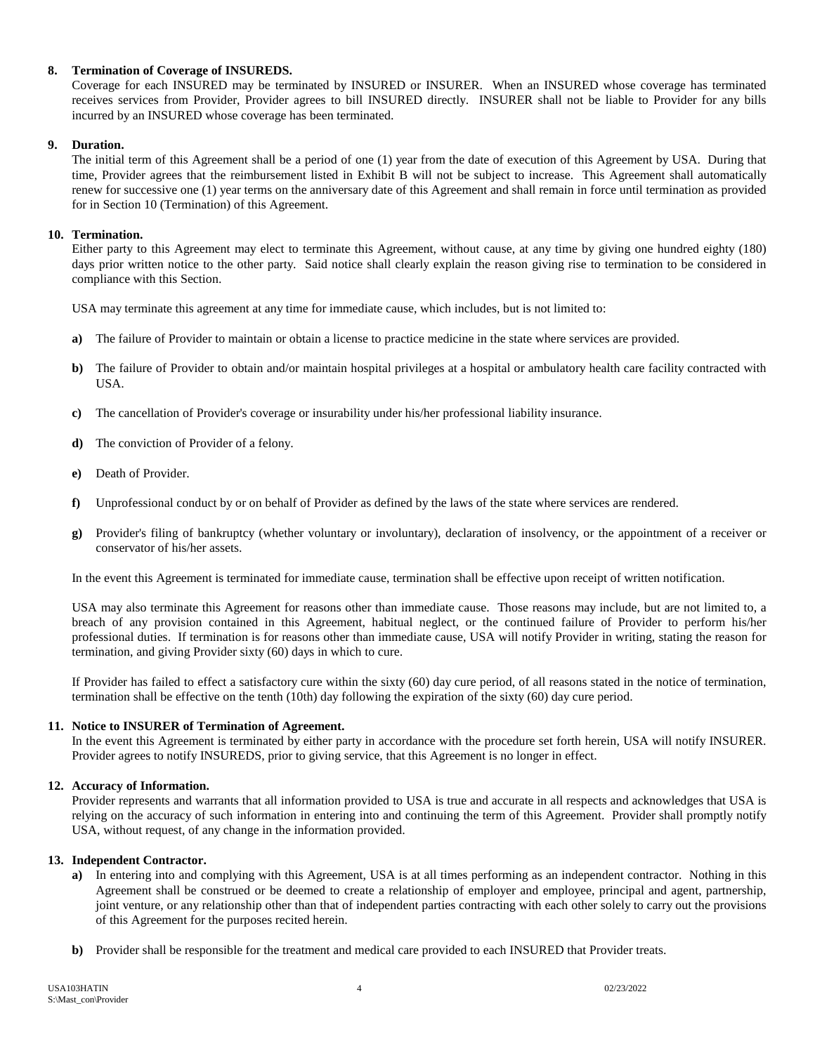**8. Termination of Coverage of INSUREDS.**

Coverage for each INSURED may be terminated by INSURED or INSURER. When an INSURED whose coverage has terminated receives services from Provider, Provider agrees to bill INSURED directly. INSURER shall not be liable to Provider for any bills incurred by an INSURED whose coverage has been terminated.

**9. Duration.**

The initial term of this Agreement shall be a period of one (1) year from the date of execution of this Agreement by USA. During that time, Provider agrees that the reimbursement listed in Exhibit B will not be subject to increase. This Agreement shall automatically renew for successive one (1) year terms on the anniversary date of this Agreement and shall remain in force until termination as provided for in Section 10 (Termination) of this Agreement.

**10. Termination.**

Either party to this Agreement may elect to terminate this Agreement, without cause, at any time by giving one hundred eighty (180) days prior written notice to the other party. Said notice shall clearly explain the reason giving rise to termination to be considered in compliance with this Section.

USA may terminate this agreement at any time for immediate cause, which includes, but is not limited to:

**a)** The failure of Provider to maintain or obtain a license to practice medicine in the state where services are provided.

**b)** The failure of Provider to obtain and/or maintain hospital privileges at a hospital or ambulatory health care facility contracted with USA.

**c)** The cancellation of Provider's coverage or insurability under his/her professional liability insurance.

**d)** The conviction of Provider of a felony.

**e)** Death of Provider.

**f)** Unprofessional conduct by or on behalf of Provider as defined by the laws of the state where services are rendered.

**g)** Provider's filing of bankruptcy (whether voluntary or involuntary), declaration of insolvency, or the appointment of a receiver or conservator of his/her assets.

In the event this Agreement is terminated for immediate cause, termination shall be effective upon receipt of written notification.

USA may also terminate this Agreement for reasons other than immediate cause. Those reasons may include, but are not limited to, a breach of any provision contained in this Agreement, habitual neglect, or the continued failure of Provider to perform his/her professional duties. If termination is for reasons other than immediate cause, USA will notify Provider in writing, stating the reason for termination, and giving Provider sixty (60) days in which to cure.

If Provider has failed to effect a satisfactory cure within the sixty (60) day cure period, of all reasons stated in the notice of termination, termination shall be effective on the tenth (10th) day following the expiration of the sixty (60) day cure period.

**11. Notice to INSURER of Termination of Agreement.**

In the event this Agreement is terminated by either party in accordance with the procedure set forth herein, USA will notify INSURER. Provider agrees to notify INSUREDS, prior to giving service, that this Agreement is no longer in effect.

**12. Accuracy of Information.**

Provider represents and warrants that all information provided to USA is true and accurate in all respects and acknowledges that USA is relying on the accuracy of such information in entering into and continuing the term of this Agreement. Provider shall promptly notify USA, without request, of any change in the information provided.

**13. Independent Contractor.**

**a)** In entering into and complying with this Agreement, USA is at all times performing as an independent contractor. Nothing in this Agreement shall be construed or be deemed to create a relationship of employer and employee, principal and agent, partnership, joint venture, or any relationship other than that of independent parties contracting with each other solely to carry out the provisions of this Agreement for the purposes recited herein.

**b)** Provider shall be responsible for the treatment and medical care provided to each INSURED that Provider treats.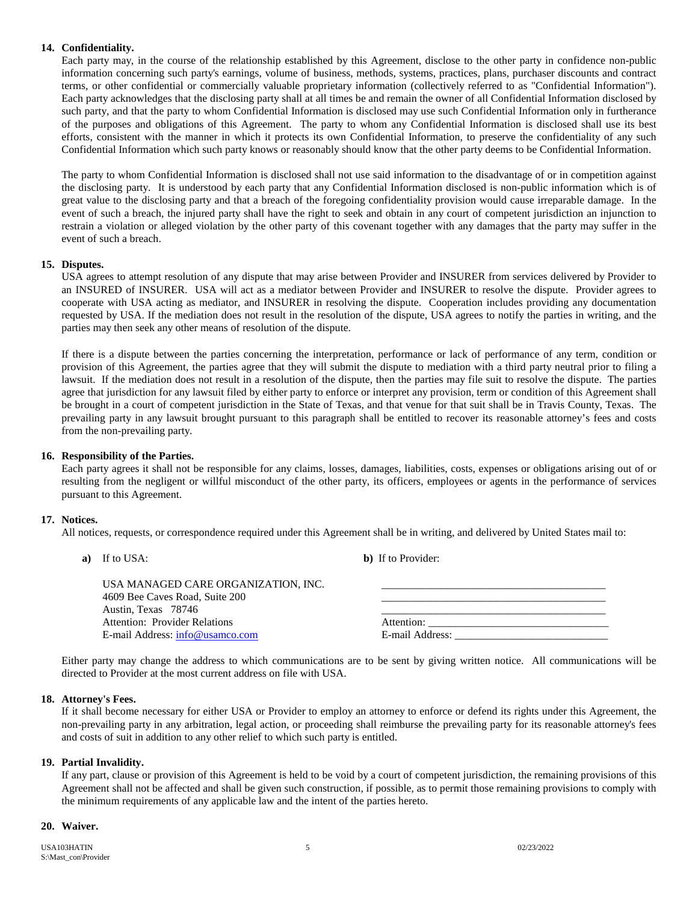**14. Confidentiality.**

Each party may, in the course of the relationship established by this Agreement, disclose to the other party in confidence non-public information concerning such party's earnings, volume of business, methods, systems, practices, plans, purchaser discounts and contract terms, or other confidential or commercially valuable proprietary information (collectively referred to as "Confidential Information"). Each party acknowledges that the disclosing party shall at all times be and remain the owner of all Confidential Information disclosed by such party, and that the party to whom Confidential Information is disclosed may use such Confidential Information only in furtherance of the purposes and obligations of this Agreement. The party to whom any Confidential Information is disclosed shall use its best efforts, consistent with the manner in which it protects its own Confidential Information, to preserve the confidentiality of any such Confidential Information which such party knows or reasonably should know that the other party deems to be Confidential Information.

The party to whom Confidential Information is disclosed shall not use said information to the disadvantage of or in competition against the disclosing party. It is understood by each party that any Confidential Information disclosed is non-public information which is of great value to the disclosing party and that a breach of the foregoing confidentiality provision would cause irreparable damage. In the event of such a breach, the injured party shall have the right to seek and obtain in any court of competent jurisdiction an injunction to restrain a violation or alleged violation by the other party of this covenant together with any damages that the party may suffer in the event of such a breach.

**15. Disputes.**

USA agrees to attempt resolution of any dispute that may arise between Provider and INSURER from services delivered by Provider to an INSURED of INSURER. USA will act as a mediator between Provider and INSURER to resolve the dispute. Provider agrees to cooperate with USA acting as mediator, and INSURER in resolving the dispute. Cooperation includes providing any documentation requested by USA. If the mediation does not result in the resolution of the dispute, USA agrees to notify the parties in writing, and the parties may then seek any other means of resolution of the dispute.

If there is a dispute between the parties concerning the interpretation, performance or lack of performance of any term, condition or provision of this Agreement, the parties agree that they will submit the dispute to mediation with a third party neutral prior to filing a lawsuit. If the mediation does not result in a resolution of the dispute, then the parties may file suit to resolve the dispute. The parties agree that jurisdiction for any lawsuit filed by either party to enforce or interpret any provision, term or condition of this Agreement shall be brought in a court of competent jurisdiction in the State of Texas, and that venue for that suit shall be in Travis County, Texas. The prevailing party in any lawsuit brought pursuant to this paragraph shall be entitled to recover its reasonable attorney's fees and costs from the non-prevailing party.

**16. Responsibility of the Parties.**

Each party agrees it shall not be responsible for any claims, losses, damages, liabilities, costs, expenses or obligations arising out of or resulting from the negligent or willful misconduct of the other party, its officers, employees or agents in the performance of services pursuant to this Agreement.

**17. Notices.**

All notices, requests, or correspondence required under this Agreement shall be in writing, and delivered by United States mail to:

**a)** If to USA:

USA MANAGED CARE ORGANIZATION, INC.
4609 Bee Caves Road, Suite 200
Austin, Texas 78746
Attention: Provider Relations
E-mail Address: info@usamco.com

**b)** If to Provider:

\_\_\_\_\_\_\_\_\_\_\_\_\_\_\_\_\_\_\_\_\_\_\_\_\_\_\_\_\_\_\_\_\_\_\_\_\_\_\_\_
\_\_\_\_\_\_\_\_\_\_\_\_\_\_\_\_\_\_\_\_\_\_\_\_\_\_\_\_\_\_\_\_\_\_\_\_\_\_\_\_
\_\_\_\_\_\_\_\_\_\_\_\_\_\_\_\_\_\_\_\_\_\_\_\_\_\_\_\_\_\_\_\_\_\_\_\_\_\_\_\_
Attention: \_\_\_\_\_\_\_\_\_\_\_\_\_\_\_\_\_\_\_\_\_\_\_\_\_\_\_\_\_\_\_\_
E-mail Address: \_\_\_\_\_\_\_\_\_\_\_\_\_\_\_\_\_\_\_\_\_\_\_\_\_\_\_

Either party may change the address to which communications are to be sent by giving written notice. All communications will be directed to Provider at the most current address on file with USA.

**18. Attorney's Fees.**

If it shall become necessary for either USA or Provider to employ an attorney to enforce or defend its rights under this Agreement, the non-prevailing party in any arbitration, legal action, or proceeding shall reimburse the prevailing party for its reasonable attorney's fees and costs of suit in addition to any other relief to which such party is entitled.

**19. Partial Invalidity.**

If any part, clause or provision of this Agreement is held to be void by a court of competent jurisdiction, the remaining provisions of this Agreement shall not be affected and shall be given such construction, if possible, as to permit those remaining provisions to comply with the minimum requirements of any applicable law and the intent of the parties hereto.

**20. Waiver.**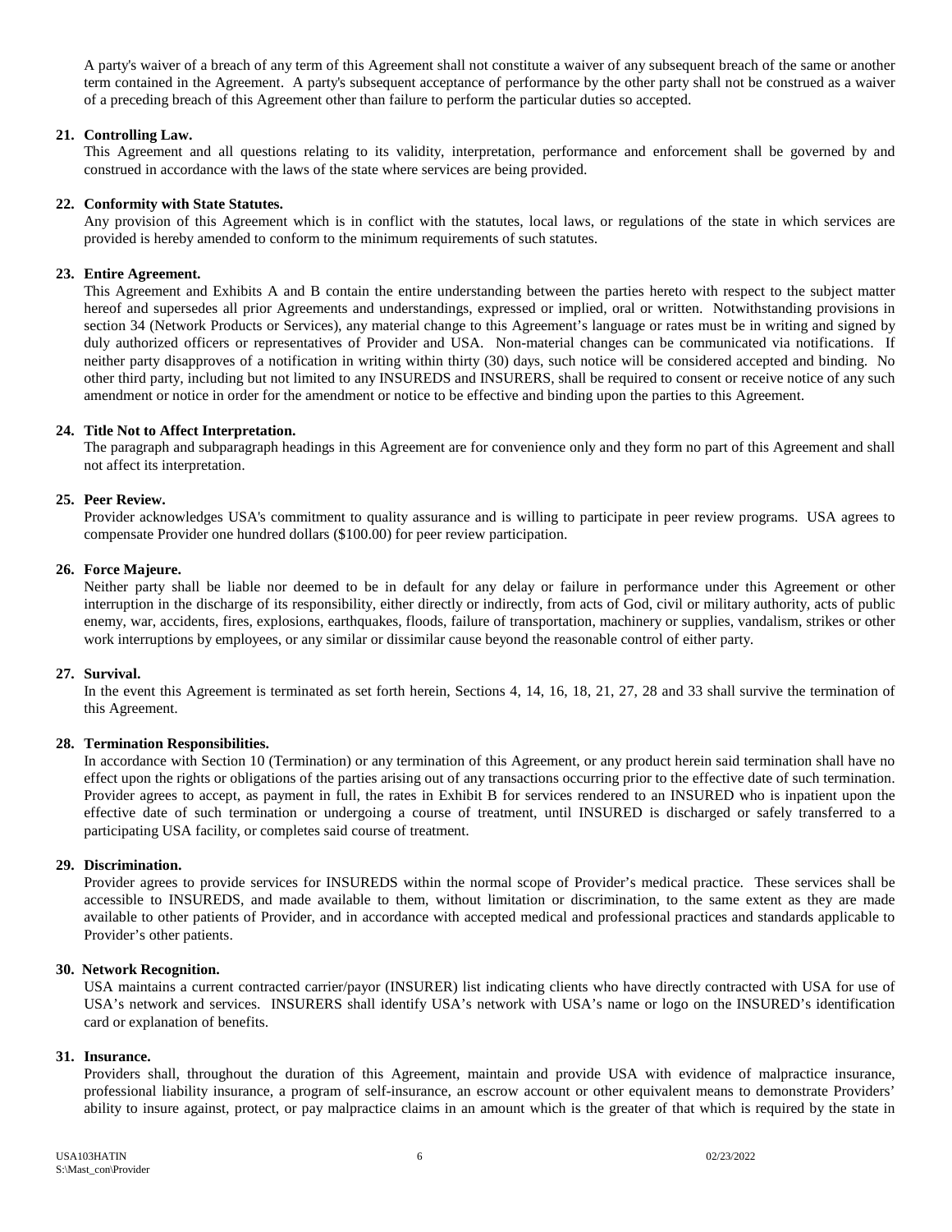A party's waiver of a breach of any term of this Agreement shall not constitute a waiver of any subsequent breach of the same or another term contained in the Agreement. A party's subsequent acceptance of performance by the other party shall not be construed as a waiver of a preceding breach of this Agreement other than failure to perform the particular duties so accepted.

**21. Controlling Law.**

This Agreement and all questions relating to its validity, interpretation, performance and enforcement shall be governed by and construed in accordance with the laws of the state where services are being provided.

**22. Conformity with State Statutes.**

Any provision of this Agreement which is in conflict with the statutes, local laws, or regulations of the state in which services are provided is hereby amended to conform to the minimum requirements of such statutes.

**23. Entire Agreement.**

This Agreement and Exhibits A and B contain the entire understanding between the parties hereto with respect to the subject matter hereof and supersedes all prior Agreements and understandings, expressed or implied, oral or written. Notwithstanding provisions in section 34 (Network Products or Services), any material change to this Agreement's language or rates must be in writing and signed by duly authorized officers or representatives of Provider and USA. Non-material changes can be communicated via notifications. If neither party disapproves of a notification in writing within thirty (30) days, such notice will be considered accepted and binding. No other third party, including but not limited to any INSUREDS and INSURERS, shall be required to consent or receive notice of any such amendment or notice in order for the amendment or notice to be effective and binding upon the parties to this Agreement.

**24. Title Not to Affect Interpretation.**

The paragraph and subparagraph headings in this Agreement are for convenience only and they form no part of this Agreement and shall not affect its interpretation.

**25. Peer Review.**

Provider acknowledges USA's commitment to quality assurance and is willing to participate in peer review programs. USA agrees to compensate Provider one hundred dollars ($100.00) for peer review participation.

**26. Force Majeure.**

Neither party shall be liable nor deemed to be in default for any delay or failure in performance under this Agreement or other interruption in the discharge of its responsibility, either directly or indirectly, from acts of God, civil or military authority, acts of public enemy, war, accidents, fires, explosions, earthquakes, floods, failure of transportation, machinery or supplies, vandalism, strikes or other work interruptions by employees, or any similar or dissimilar cause beyond the reasonable control of either party.

**27. Survival.**

In the event this Agreement is terminated as set forth herein, Sections 4, 14, 16, 18, 21, 27, 28 and 33 shall survive the termination of this Agreement.

**28. Termination Responsibilities.**

In accordance with Section 10 (Termination) or any termination of this Agreement, or any product herein said termination shall have no effect upon the rights or obligations of the parties arising out of any transactions occurring prior to the effective date of such termination. Provider agrees to accept, as payment in full, the rates in Exhibit B for services rendered to an INSURED who is inpatient upon the effective date of such termination or undergoing a course of treatment, until INSURED is discharged or safely transferred to a participating USA facility, or completes said course of treatment.

**29. Discrimination.**

Provider agrees to provide services for INSUREDS within the normal scope of Provider's medical practice. These services shall be accessible to INSUREDS, and made available to them, without limitation or discrimination, to the same extent as they are made available to other patients of Provider, and in accordance with accepted medical and professional practices and standards applicable to Provider's other patients.

**30. Network Recognition.**

USA maintains a current contracted carrier/payor (INSURER) list indicating clients who have directly contracted with USA for use of USA's network and services. INSURERS shall identify USA's network with USA's name or logo on the INSURED's identification card or explanation of benefits.

**31. Insurance.**

Providers shall, throughout the duration of this Agreement, maintain and provide USA with evidence of malpractice insurance, professional liability insurance, a program of self-insurance, an escrow account or other equivalent means to demonstrate Providers' ability to insure against, protect, or pay malpractice claims in an amount which is the greater of that which is required by the state in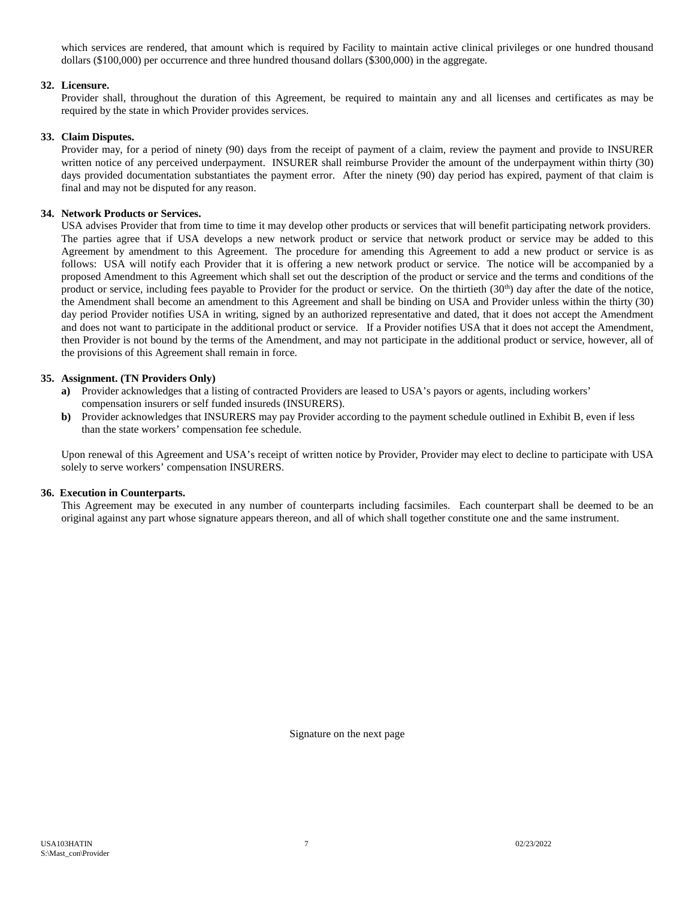which services are rendered, that amount which is required by Facility to maintain active clinical privileges or one hundred thousand dollars ($100,000) per occurrence and three hundred thousand dollars ($300,000) in the aggregate.

**32. Licensure.**

Provider shall, throughout the duration of this Agreement, be required to maintain any and all licenses and certificates as may be required by the state in which Provider provides services.

**33. Claim Disputes.**

Provider may, for a period of ninety (90) days from the receipt of payment of a claim, review the payment and provide to INSURER written notice of any perceived underpayment. INSURER shall reimburse Provider the amount of the underpayment within thirty (30) days provided documentation substantiates the payment error. After the ninety (90) day period has expired, payment of that claim is final and may not be disputed for any reason.

**34. Network Products or Services.**

USA advises Provider that from time to time it may develop other products or services that will benefit participating network providers. The parties agree that if USA develops a new network product or service that network product or service may be added to this Agreement by amendment to this Agreement. The procedure for amending this Agreement to add a new product or service is as follows: USA will notify each Provider that it is offering a new network product or service. The notice will be accompanied by a proposed Amendment to this Agreement which shall set out the description of the product or service and the terms and conditions of the product or service, including fees payable to Provider for the product or service. On the thirtieth (30th) day after the date of the notice, the Amendment shall become an amendment to this Agreement and shall be binding on USA and Provider unless within the thirty (30) day period Provider notifies USA in writing, signed by an authorized representative and dated, that it does not accept the Amendment and does not want to participate in the additional product or service. If a Provider notifies USA that it does not accept the Amendment, then Provider is not bound by the terms of the Amendment, and may not participate in the additional product or service, however, all of the provisions of this Agreement shall remain in force.

**35. Assignment. (TN Providers Only)**

**a)** Provider acknowledges that a listing of contracted Providers are leased to USA's payors or agents, including workers' compensation insurers or self funded insureds (INSURERS).

**b)** Provider acknowledges that INSURERS may pay Provider according to the payment schedule outlined in Exhibit B, even if less than the state workers' compensation fee schedule.

Upon renewal of this Agreement and USA's receipt of written notice by Provider, Provider may elect to decline to participate with USA solely to serve workers' compensation INSURERS.

**36. Execution in Counterparts.**

This Agreement may be executed in any number of counterparts including facsimiles. Each counterpart shall be deemed to be an original against any part whose signature appears thereon, and all of which shall together constitute one and the same instrument.

Signature on the next page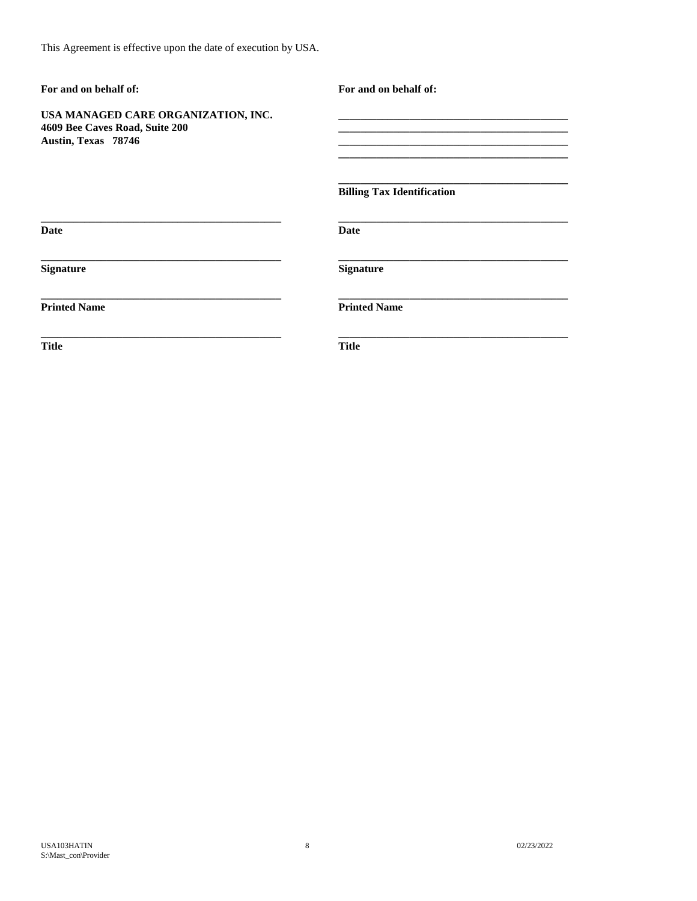This Agreement is effective upon the date of execution by USA.

| **For and on behalf of:** | **For and on behalf of:** |
| --- | --- |
| **USA MANAGED CARE ORGANIZATION, INC.**<br>**4609 Bee Caves Road, Suite 200**<br>**Austin, Texas 78746** | \_\_\_\_\_\_\_\_\_\_\_\_\_\_\_\_\_\_\_\_\_\_\_\_\_\_\_\_\_\_\_\_\_\_\_\_\_\_\_\_\_\_\_<br>\_\_\_\_\_\_\_\_\_\_\_\_\_\_\_\_\_\_\_\_\_\_\_\_\_\_\_\_\_\_\_\_\_\_\_\_\_\_\_\_\_\_\_<br>\_\_\_\_\_\_\_\_\_\_\_\_\_\_\_\_\_\_\_\_\_\_\_\_\_\_\_\_\_\_\_\_\_\_\_\_\_\_\_\_\_\_\_<br>\_\_\_\_\_\_\_\_\_\_\_\_\_\_\_\_\_\_\_\_\_\_\_\_\_\_\_\_\_\_\_\_\_\_\_\_\_\_\_\_\_\_\_ |
| | \_\_\_\_\_\_\_\_\_\_\_\_\_\_\_\_\_\_\_\_\_\_\_\_\_\_\_\_\_\_\_\_\_\_\_\_\_\_\_\_\_\_\_<br>**Billing Tax Identification** |
| \_\_\_\_\_\_\_\_\_\_\_\_\_\_\_\_\_\_\_\_\_\_\_\_\_\_\_\_\_\_\_\_\_\_\_\_\_\_\_\_\_\_\_<br>**Date** | \_\_\_\_\_\_\_\_\_\_\_\_\_\_\_\_\_\_\_\_\_\_\_\_\_\_\_\_\_\_\_\_\_\_\_\_\_\_\_\_\_\_\_<br>**Date** |
| \_\_\_\_\_\_\_\_\_\_\_\_\_\_\_\_\_\_\_\_\_\_\_\_\_\_\_\_\_\_\_\_\_\_\_\_\_\_\_\_\_\_\_<br>**Signature** | \_\_\_\_\_\_\_\_\_\_\_\_\_\_\_\_\_\_\_\_\_\_\_\_\_\_\_\_\_\_\_\_\_\_\_\_\_\_\_\_\_\_\_<br>**Signature** |
| \_\_\_\_\_\_\_\_\_\_\_\_\_\_\_\_\_\_\_\_\_\_\_\_\_\_\_\_\_\_\_\_\_\_\_\_\_\_\_\_\_\_\_<br>**Printed Name** | \_\_\_\_\_\_\_\_\_\_\_\_\_\_\_\_\_\_\_\_\_\_\_\_\_\_\_\_\_\_\_\_\_\_\_\_\_\_\_\_\_\_\_<br>**Printed Name** |
| \_\_\_\_\_\_\_\_\_\_\_\_\_\_\_\_\_\_\_\_\_\_\_\_\_\_\_\_\_\_\_\_\_\_\_\_\_\_\_\_\_\_\_<br>**Title** | \_\_\_\_\_\_\_\_\_\_\_\_\_\_\_\_\_\_\_\_\_\_\_\_\_\_\_\_\_\_\_\_\_\_\_\_\_\_\_\_\_\_\_<br>**Title** |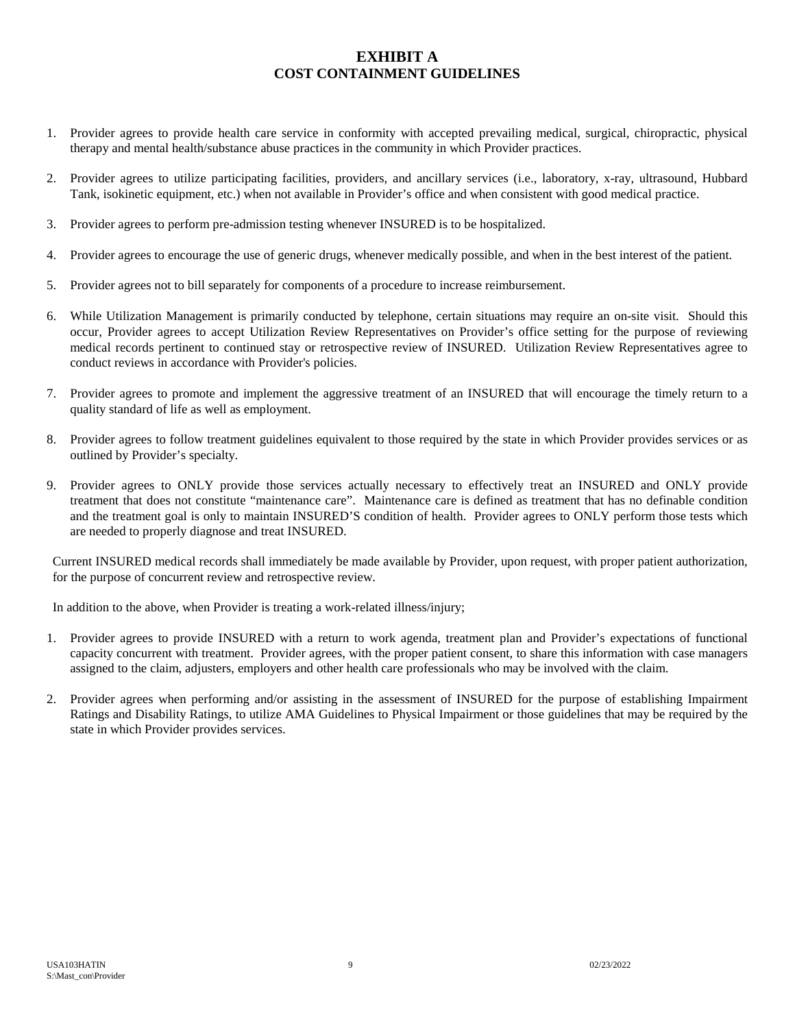# EXHIBIT A
## COST CONTAINMENT GUIDELINES

1. Provider agrees to provide health care service in conformity with accepted prevailing medical, surgical, chiropractic, physical therapy and mental health/substance abuse practices in the community in which Provider practices.

2. Provider agrees to utilize participating facilities, providers, and ancillary services (i.e., laboratory, x-ray, ultrasound, Hubbard Tank, isokinetic equipment, etc.) when not available in Provider's office and when consistent with good medical practice.

3. Provider agrees to perform pre-admission testing whenever INSURED is to be hospitalized.

4. Provider agrees to encourage the use of generic drugs, whenever medically possible, and when in the best interest of the patient.

5. Provider agrees not to bill separately for components of a procedure to increase reimbursement.

6. While Utilization Management is primarily conducted by telephone, certain situations may require an on-site visit. Should this occur, Provider agrees to accept Utilization Review Representatives on Provider's office setting for the purpose of reviewing medical records pertinent to continued stay or retrospective review of INSURED. Utilization Review Representatives agree to conduct reviews in accordance with Provider's policies.

7. Provider agrees to promote and implement the aggressive treatment of an INSURED that will encourage the timely return to a quality standard of life as well as employment.

8. Provider agrees to follow treatment guidelines equivalent to those required by the state in which Provider provides services or as outlined by Provider's specialty.

9. Provider agrees to ONLY provide those services actually necessary to effectively treat an INSURED and ONLY provide treatment that does not constitute "maintenance care". Maintenance care is defined as treatment that has no definable condition and the treatment goal is only to maintain INSURED'S condition of health. Provider agrees to ONLY perform those tests which are needed to properly diagnose and treat INSURED.

Current INSURED medical records shall immediately be made available by Provider, upon request, with proper patient authorization, for the purpose of concurrent review and retrospective review.

In addition to the above, when Provider is treating a work-related illness/injury;

1. Provider agrees to provide INSURED with a return to work agenda, treatment plan and Provider's expectations of functional capacity concurrent with treatment. Provider agrees, with the proper patient consent, to share this information with case managers assigned to the claim, adjusters, employers and other health care professionals who may be involved with the claim.

2. Provider agrees when performing and/or assisting in the assessment of INSURED for the purpose of establishing Impairment Ratings and Disability Ratings, to utilize AMA Guidelines to Physical Impairment or those guidelines that may be required by the state in which Provider provides services.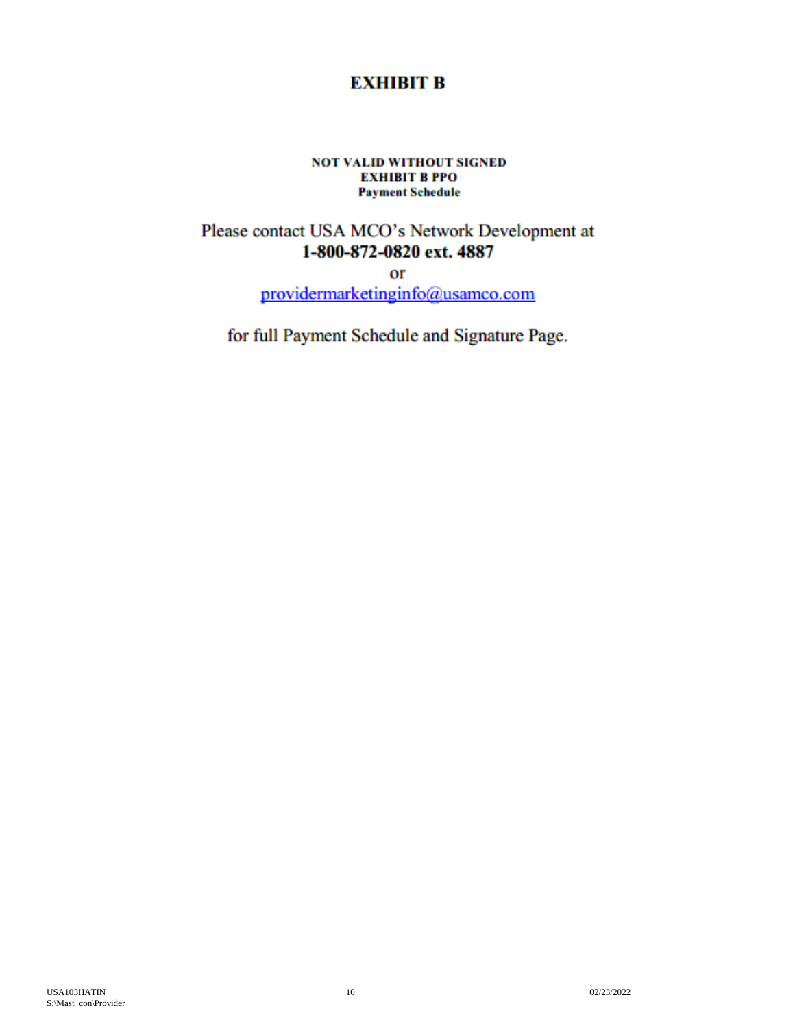# EXHIBIT B

**NOT VALID WITHOUT SIGNED**
**EXHIBIT B PPO**
**Payment Schedule**

Please contact USA MCO's Network Development at
**1-800-872-0820 ext. 4887**
or
providermarketinginfo@usamco.com

for full Payment Schedule and Signature Page.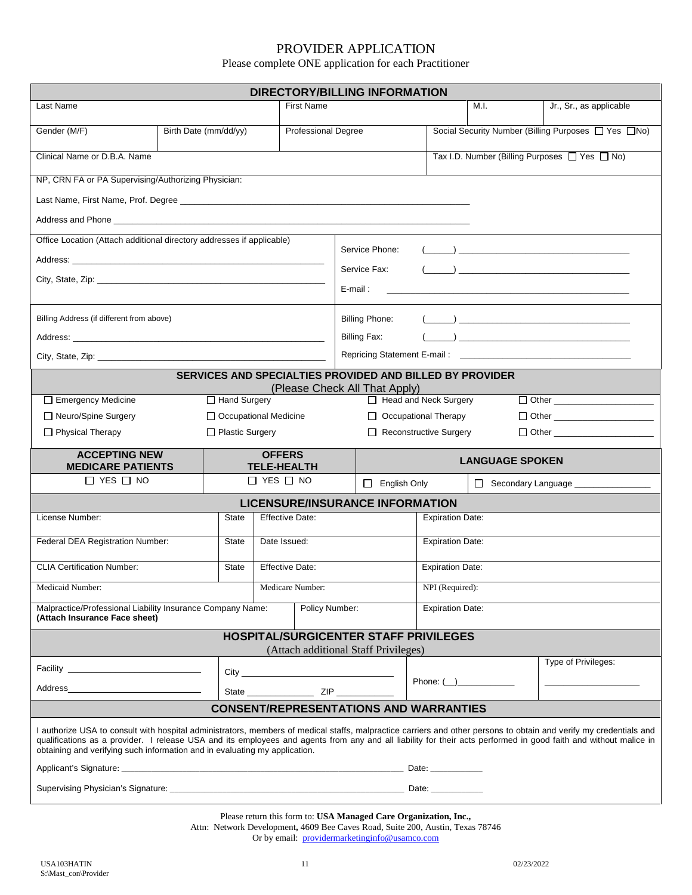# PROVIDER APPLICATION

Please complete ONE application for each Practitioner

## DIRECTORY/BILLING INFORMATION

| Last Name | | First Name | | M.I. | Jr., Sr., as applicable |
|---|---|---|---|---|---|
| Gender (M/F) | Birth Date (mm/dd/yy) | Professional Degree | | Social Security Number (Billing Purposes ☐ Yes ☐No) | |
| Clinical Name or D.B.A. Name | | | | Tax I.D. Number (Billing Purposes ☐ Yes ☐ No) | |

NP, CRN FA or PA Supervising/Authorizing Physician:

Last Name, First Name, Prof. Degree ____________________________________________

Address and Phone ____________________________________________

Office Location (Attach additional directory addresses if applicable)

Address: ____________________________________________

City, State, Zip: ____________________________________________

Service Phone: (_____) ____________________

Service Fax: (_____) ____________________

E-mail : ____________________

Billing Address (if different from above)

Address: ____________________________________________

City, State, Zip: ____________________________________________

Billing Phone: (_____) ____________________

Billing Fax: (_____) ____________________

Repricing Statement E-mail : ____________________

## SERVICES AND SPECIALTIES PROVIDED AND BILLED BY PROVIDER

(Please Check All That Apply)

| | | | |
|---|---|---|---|
| ☐ Emergency Medicine | ☐ Hand Surgery | ☐ Head and Neck Surgery | ☐ Other ____________ |
| ☐ Neuro/Spine Surgery | ☐ Occupational Medicine | ☐ Occupational Therapy | ☐ Other ____________ |
| ☐ Physical Therapy | ☐ Plastic Surgery | ☐ Reconstructive Surgery | ☐ Other ____________ |

| ACCEPTING NEW MEDICARE PATIENTS | OFFERS TELE-HEALTH | LANGUAGE SPOKEN | |
|---|---|---|---|
| ☐ YES ☐ NO | ☐ YES ☐ NO | ☐ English Only | ☐ Secondary Language ____________ |

## LICENSURE/INSURANCE INFORMATION

| License Number: | State | Effective Date: | Expiration Date: |
|---|---|---|---|
| Federal DEA Registration Number: | State | Date Issued: | Expiration Date: |
| CLIA Certification Number: | State | Effective Date: | Expiration Date: |
| Medicaid Number: | | Medicare Number: | NPI (Required): |
| Malpractice/Professional Liability Insurance Company Name: **(Attach Insurance Face sheet)** | | Policy Number: | Expiration Date: |

## HOSPITAL/SURGICENTER STAFF PRIVILEGES

(Attach additional Staff Privileges)

| | | | |
|---|---|---|---|
| Facility ____________ | City ____________ | Phone: (__)__________ | Type of Privileges: |
| Address____________ | State ________ ZIP ________ | | ____________ |

## CONSENT/REPRESENTATIONS AND WARRANTIES

I authorize USA to consult with hospital administrators, members of medical staffs, malpractice carriers and other persons to obtain and verify my credentials and qualifications as a provider. I release USA and its employees and agents from any and all liability for their acts performed in good faith and without malice in obtaining and verifying such information and in evaluating my application.

Applicant's Signature: ____________________________________________ Date: __________

Supervising Physician's Signature: ____________________________________________ Date: __________

Please return this form to: **USA Managed Care Organization, Inc.,**
Attn: Network Development**,** 4609 Bee Caves Road, Suite 200, Austin, Texas 78746
Or by email: providermarketinginfo@usamco.com

USA103HATIN
S:\Mast_con\Provider
02/23/2022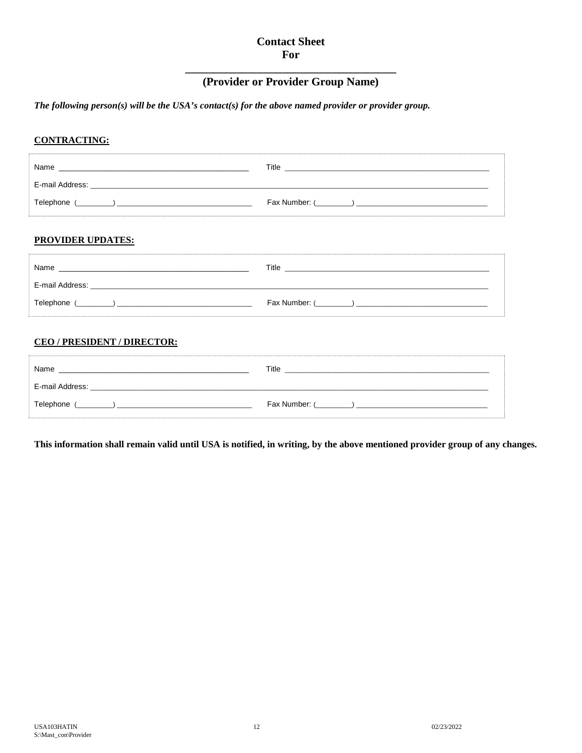# Contact Sheet
# For

\_\_\_\_\_\_\_\_\_\_\_\_\_\_\_\_\_\_\_\_\_\_\_\_\_\_\_\_\_\_\_\_\_\_\_\_\_\_

## (Provider or Provider Group Name)

***The following person(s) will be the USA's contact(s) for the above named provider or provider group.***

**CONTRACTING:**

Name \_\_\_\_\_\_\_\_\_\_\_\_\_\_\_\_\_\_\_\_\_\_\_\_\_\_\_\_\_\_\_\_\_\_\_\_\_\_\_\_\_\_ Title \_\_\_\_\_\_\_\_\_\_\_\_\_\_\_\_\_\_\_\_\_\_\_\_\_\_\_\_\_\_\_\_\_\_\_\_\_\_\_\_\_\_\_\_\_\_

E-mail Address: \_\_\_\_\_\_\_\_\_\_\_\_\_\_\_\_\_\_\_\_\_\_\_\_\_\_\_\_\_\_\_\_\_\_\_\_\_\_\_\_\_\_\_\_\_\_\_\_\_\_\_\_\_\_\_\_\_\_\_\_\_\_\_\_\_\_\_\_\_\_\_\_\_\_\_\_\_\_\_\_\_\_\_\_\_\_

Telephone (\_\_\_\_\_\_\_\_\_) \_\_\_\_\_\_\_\_\_\_\_\_\_\_\_\_\_\_\_\_\_\_\_\_\_\_\_\_\_\_\_\_ Fax Number: (\_\_\_\_\_\_\_\_\_) \_\_\_\_\_\_\_\_\_\_\_\_\_\_\_\_\_\_\_\_\_\_\_\_\_\_\_\_\_\_\_\_

**PROVIDER UPDATES:**

Name \_\_\_\_\_\_\_\_\_\_\_\_\_\_\_\_\_\_\_\_\_\_\_\_\_\_\_\_\_\_\_\_\_\_\_\_\_\_\_\_\_\_ Title \_\_\_\_\_\_\_\_\_\_\_\_\_\_\_\_\_\_\_\_\_\_\_\_\_\_\_\_\_\_\_\_\_\_\_\_\_\_\_\_\_\_\_\_\_\_

E-mail Address: \_\_\_\_\_\_\_\_\_\_\_\_\_\_\_\_\_\_\_\_\_\_\_\_\_\_\_\_\_\_\_\_\_\_\_\_\_\_\_\_\_\_\_\_\_\_\_\_\_\_\_\_\_\_\_\_\_\_\_\_\_\_\_\_\_\_\_\_\_\_\_\_\_\_\_\_\_\_\_\_\_\_\_\_\_\_

Telephone (\_\_\_\_\_\_\_\_\_) \_\_\_\_\_\_\_\_\_\_\_\_\_\_\_\_\_\_\_\_\_\_\_\_\_\_\_\_\_\_\_\_ Fax Number: (\_\_\_\_\_\_\_\_\_) \_\_\_\_\_\_\_\_\_\_\_\_\_\_\_\_\_\_\_\_\_\_\_\_\_\_\_\_\_\_\_\_

**CEO / PRESIDENT / DIRECTOR:**

Name \_\_\_\_\_\_\_\_\_\_\_\_\_\_\_\_\_\_\_\_\_\_\_\_\_\_\_\_\_\_\_\_\_\_\_\_\_\_\_\_\_\_ Title \_\_\_\_\_\_\_\_\_\_\_\_\_\_\_\_\_\_\_\_\_\_\_\_\_\_\_\_\_\_\_\_\_\_\_\_\_\_\_\_\_\_\_\_\_\_

E-mail Address: \_\_\_\_\_\_\_\_\_\_\_\_\_\_\_\_\_\_\_\_\_\_\_\_\_\_\_\_\_\_\_\_\_\_\_\_\_\_\_\_\_\_\_\_\_\_\_\_\_\_\_\_\_\_\_\_\_\_\_\_\_\_\_\_\_\_\_\_\_\_\_\_\_\_\_\_\_\_\_\_\_\_\_\_\_\_

Telephone (\_\_\_\_\_\_\_\_\_) \_\_\_\_\_\_\_\_\_\_\_\_\_\_\_\_\_\_\_\_\_\_\_\_\_\_\_\_\_\_\_\_ Fax Number: (\_\_\_\_\_\_\_\_\_) \_\_\_\_\_\_\_\_\_\_\_\_\_\_\_\_\_\_\_\_\_\_\_\_\_\_\_\_\_\_\_\_

**This information shall remain valid until USA is notified, in writing, by the above mentioned provider group of any changes.**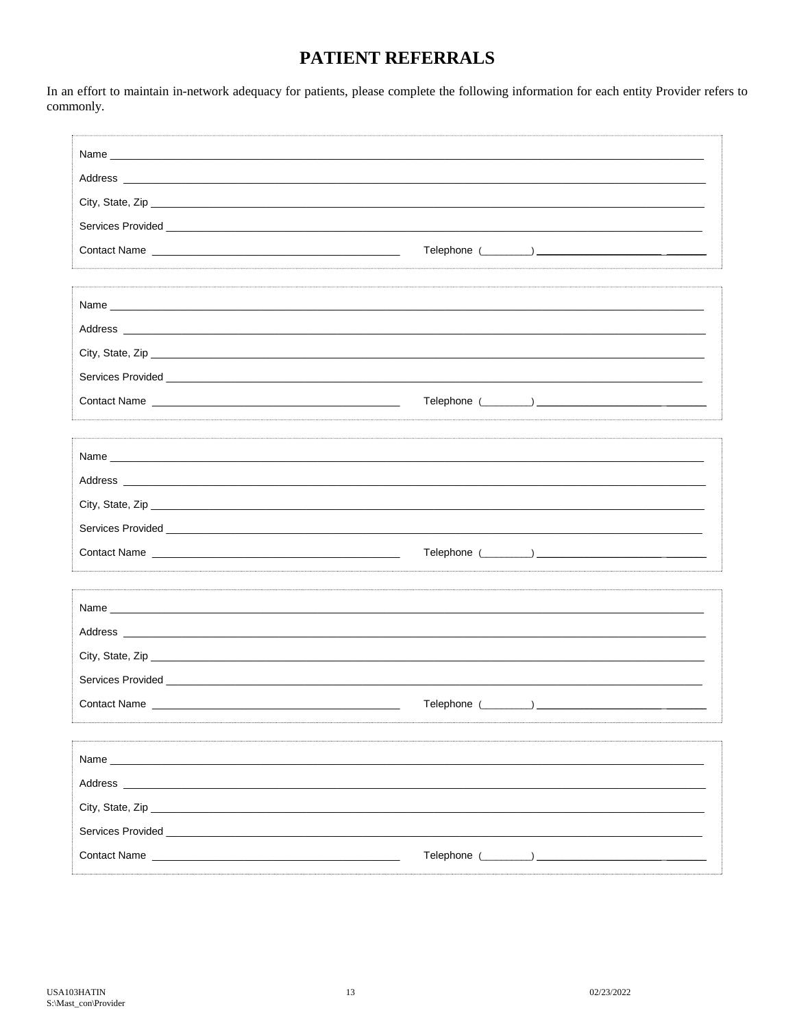# PATIENT REFERRALS

In an effort to maintain in-network adequacy for patients, please complete the following information for each entity Provider refers to commonly.

Name ____________________________________________________________

Address __________________________________________________________

City, State, Zip ___________________________________________________

Services Provided _________________________________________________

Contact Name ______________________________ Telephone (________) ____________________

---

Name ____________________________________________________________

Address __________________________________________________________

City, State, Zip ___________________________________________________

Services Provided _________________________________________________

Contact Name ______________________________ Telephone (________) ____________________

---

Name ____________________________________________________________

Address __________________________________________________________

City, State, Zip ___________________________________________________

Services Provided _________________________________________________

Contact Name ______________________________ Telephone (________) ____________________

---

Name ____________________________________________________________

Address __________________________________________________________

City, State, Zip ___________________________________________________

Services Provided _________________________________________________

Contact Name ______________________________ Telephone (________) ____________________

---

Name ____________________________________________________________

Address __________________________________________________________

City, State, Zip ___________________________________________________

Services Provided _________________________________________________

Contact Name ______________________________ Telephone (________) ____________________

USA103HATIN
S:\Mast_con\Provider

02/23/2022